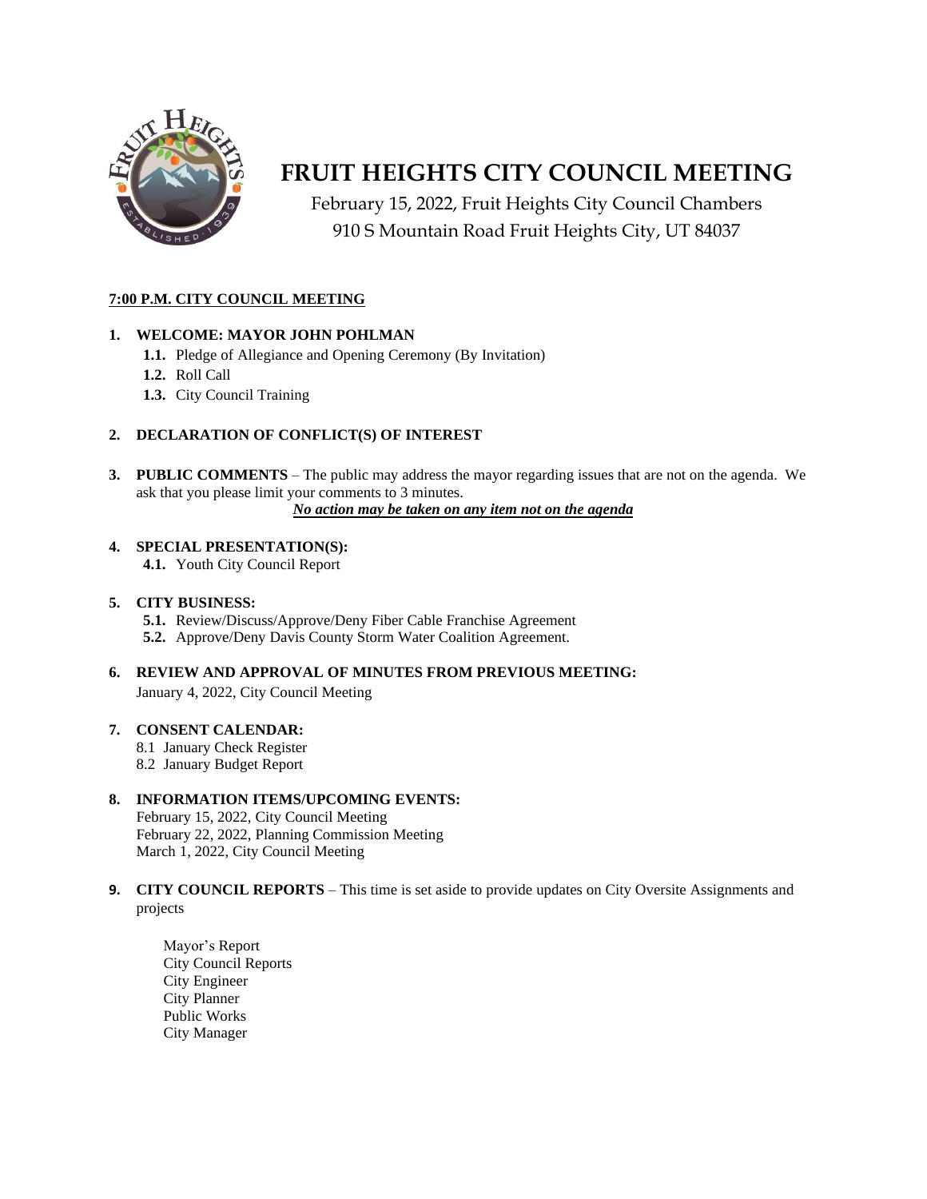# FRUIT HEIGHTS CITY COUNCIL MEETING

February 15, 2022, Fruit Heights City Council Chambers
910 S Mountain Road Fruit Heights City, UT 84037

**7:00 P.M. CITY COUNCIL MEETING**

1. **WELCOME: MAYOR JOHN POHLMAN**
   - **1.1.** Pledge of Allegiance and Opening Ceremony (By Invitation)
   - **1.2.** Roll Call
   - **1.3.** City Council Training

2. **DECLARATION OF CONFLICT(S) OF INTEREST**

3. **PUBLIC COMMENTS** – The public may address the mayor regarding issues that are not on the agenda. We ask that you please limit your comments to 3 minutes.

   ***No action may be taken on any item not on the agenda***

4. **SPECIAL PRESENTATION(S):**
   - **4.1.** Youth City Council Report

5. **CITY BUSINESS:**
   - **5.1.** Review/Discuss/Approve/Deny Fiber Cable Franchise Agreement
   - **5.2.** Approve/Deny Davis County Storm Water Coalition Agreement.

6. **REVIEW AND APPROVAL OF MINUTES FROM PREVIOUS MEETING:**
   January 4, 2022, City Council Meeting

7. **CONSENT CALENDAR:**
   - 8.1 January Check Register
   - 8.2 January Budget Report

8. **INFORMATION ITEMS/UPCOMING EVENTS:**
   February 15, 2022, City Council Meeting
   February 22, 2022, Planning Commission Meeting
   March 1, 2022, City Council Meeting

9. **CITY COUNCIL REPORTS** – This time is set aside to provide updates on City Oversite Assignments and projects

   Mayor's Report
   City Council Reports
   City Engineer
   City Planner
   Public Works
   City Manager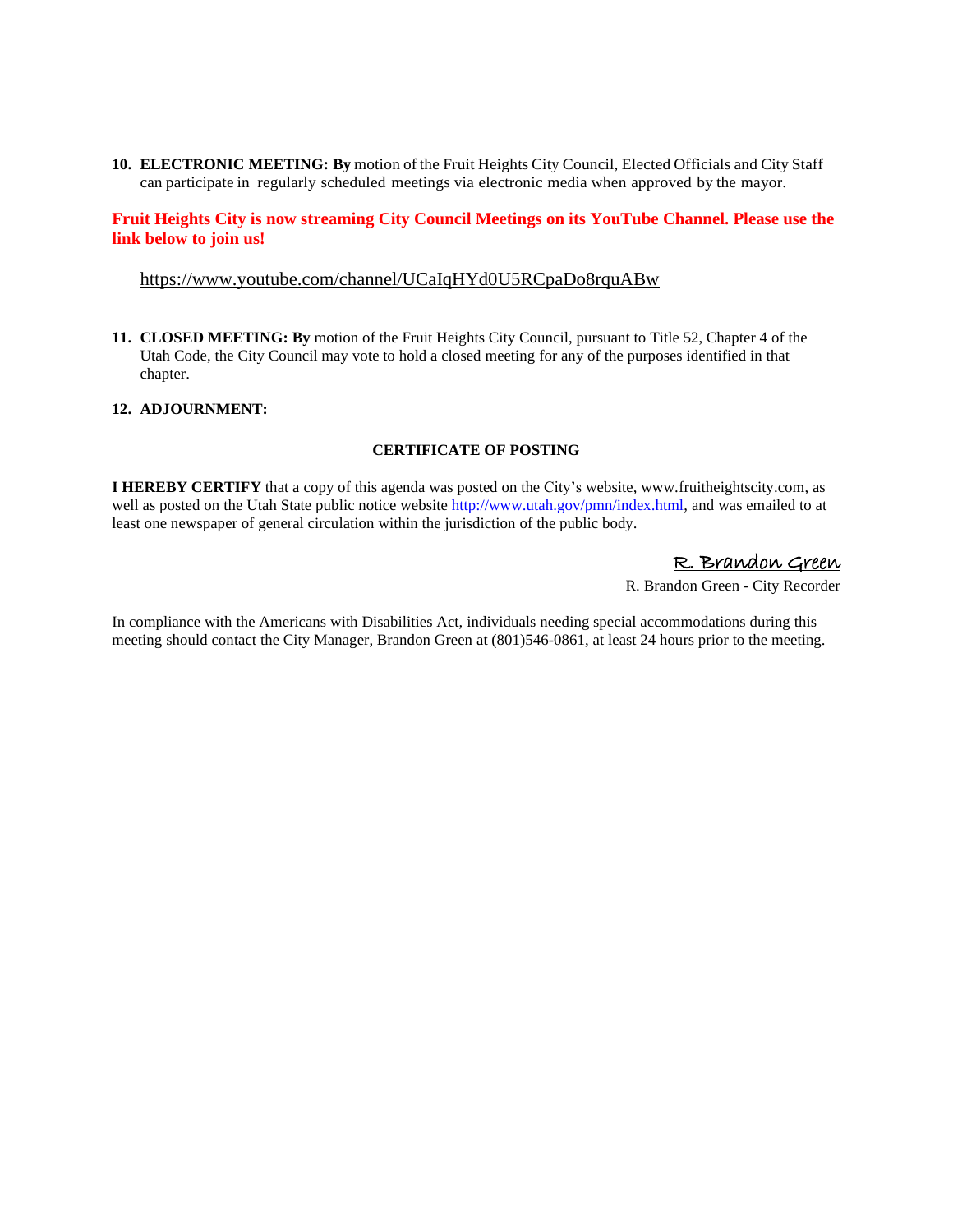10. **ELECTRONIC MEETING: By** motion of the Fruit Heights City Council, Elected Officials and City Staff can participate in regularly scheduled meetings via electronic media when approved by the mayor.

**Fruit Heights City is now streaming City Council Meetings on its YouTube Channel. Please use the link below to join us!**

https://www.youtube.com/channel/UCaIqHYd0U5RCpaDo8rquABw

11. **CLOSED MEETING: By** motion of the Fruit Heights City Council, pursuant to Title 52, Chapter 4 of the Utah Code, the City Council may vote to hold a closed meeting for any of the purposes identified in that chapter.

12. **ADJOURNMENT:**

**CERTIFICATE OF POSTING**

**I HEREBY CERTIFY** that a copy of this agenda was posted on the City's website, www.fruitheightscity.com, as well as posted on the Utah State public notice website http://www.utah.gov/pmn/index.html, and was emailed to at least one newspaper of general circulation within the jurisdiction of the public body.

R. Brandon Green

R. Brandon Green - City Recorder

In compliance with the Americans with Disabilities Act, individuals needing special accommodations during this meeting should contact the City Manager, Brandon Green at (801)546-0861, at least 24 hours prior to the meeting.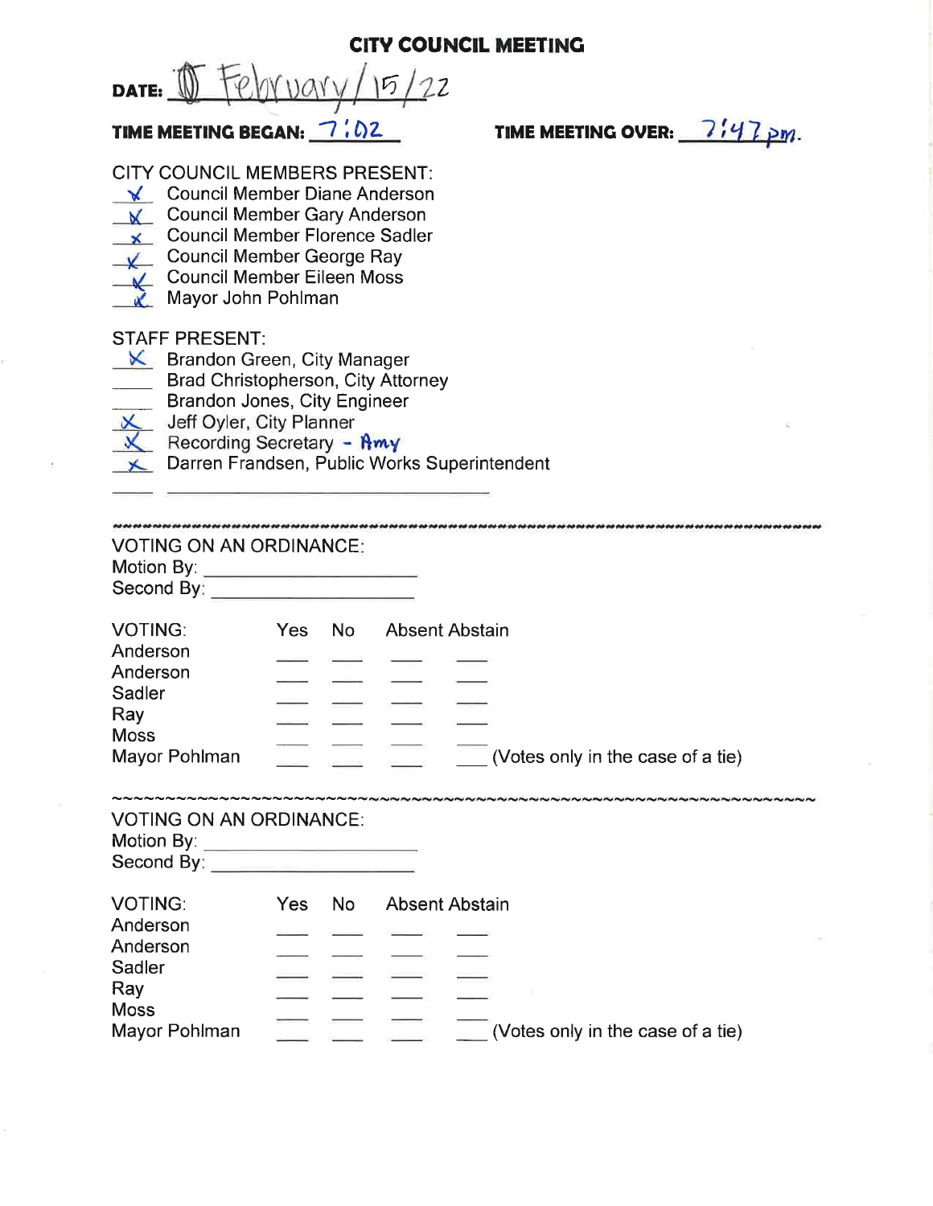# CITY COUNCIL MEETING

**DATE:** ① February/15/22

**TIME MEETING BEGAN:** 7:02 **TIME MEETING OVER:** 7:47 pm.

CITY COUNCIL MEMBERS PRESENT:

- ✓ Council Member Diane Anderson
- ✓ Council Member Gary Anderson
- ✓ Council Member Florence Sadler
- ✓ Council Member George Ray
- ✓ Council Member Eileen Moss
- ✓ Mayor John Pohlman

STAFF PRESENT:

- ✓ Brandon Green, City Manager
- ___ Brad Christopherson, City Attorney
- ___ Brandon Jones, City Engineer
- ✓ Jeff Oyler, City Planner
- ✓ Recording Secretary - Amy
- ✓ Darren Frandsen, Public Works Superintendent
- ___ ______________________

---

VOTING ON AN ORDINANCE:

Motion By: ______________________

Second By: ______________________

| VOTING: | Yes | No | Absent | Abstain | |
|---|---|---|---|---|---|
| Anderson | ___ | ___ | ___ | ___ | |
| Anderson | ___ | ___ | ___ | ___ | |
| Sadler | ___ | ___ | ___ | ___ | |
| Ray | ___ | ___ | ___ | ___ | |
| Moss | ___ | ___ | ___ | ___ | |
| Mayor Pohlman | ___ | ___ | ___ | ___ | (Votes only in the case of a tie) |

---

VOTING ON AN ORDINANCE:

Motion By: ______________________

Second By: ______________________

| VOTING: | Yes | No | Absent | Abstain | |
|---|---|---|---|---|---|
| Anderson | ___ | ___ | ___ | ___ | |
| Anderson | ___ | ___ | ___ | ___ | |
| Sadler | ___ | ___ | ___ | ___ | |
| Ray | ___ | ___ | ___ | ___ | |
| Moss | ___ | ___ | ___ | ___ | |
| Mayor Pohlman | ___ | ___ | ___ | ___ | (Votes only in the case of a tie) |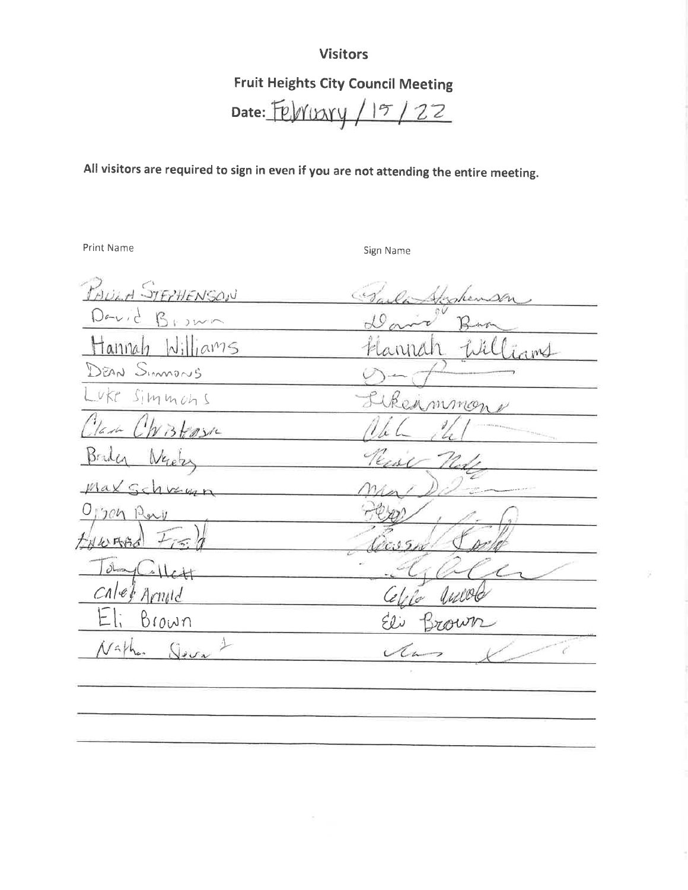# Visitors

## Fruit Heights City Council Meeting

**Date:** February / 15 / 22

**All visitors are required to sign in even if you are not attending the entire meeting.**

| Print Name | Sign Name |
|---|---|
| PAULA STEPHENSON | Paula Stephenson |
| David Brown | David Brown |
| Hannah Williams | Hannah Williams |
| DEAN SIMMONS | |
| Luke Simmons | Luke Simmons |
| Clara Christensen | |
| Braden Neeley | |
| Max Schwenn | |
| Orson Rowe | |
| Edward Field | |
| Tony Collett | |
| Caleb Arnold | Caleb Arnold |
| Eli Brown | Eli Brown |
| Nathan Sears | |
| | |
| | |
| | |